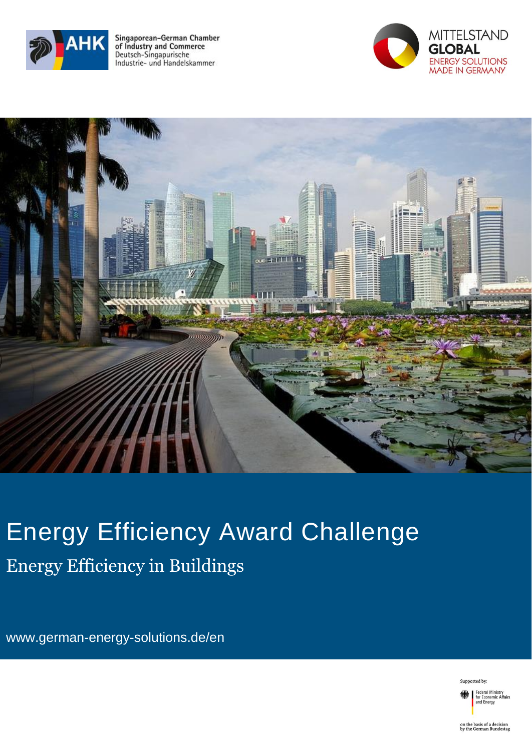Singaporean-German Chamber of Industry and Commerce
Deutsch-Singapurische Industrie- und Handelskammer

MITTELSTAND GLOBAL
ENERGY SOLUTIONS MADE IN GERMANY

# Energy Efficiency Award Challenge

## Energy Efficiency in Buildings

www.german-energy-solutions.de/en

Supported by:

Federal Ministry for Economic Affairs and Energy

on the basis of a decision by the German Bundestag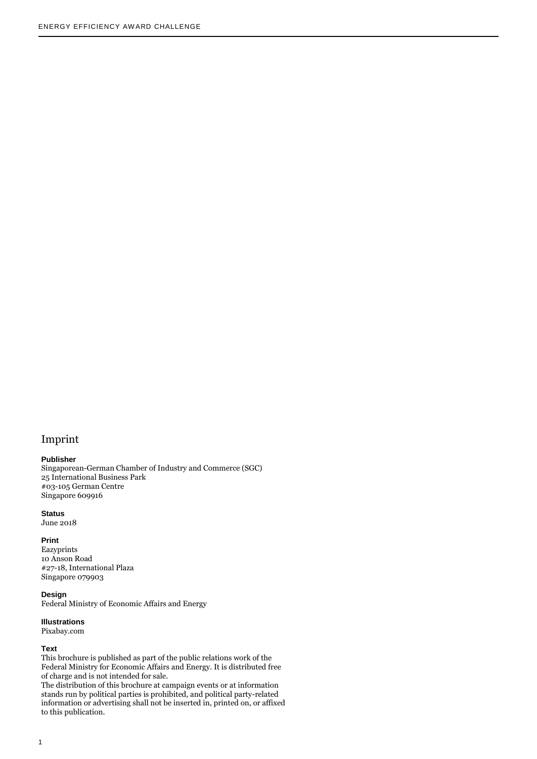# Imprint

**Publisher**
Singaporean-German Chamber of Industry and Commerce (SGC)
25 International Business Park
#03-105 German Centre
Singapore 609916

**Status**
June 2018

**Print**
Eazyprints
10 Anson Road
#27-18, International Plaza
Singapore 079903

**Design**
Federal Ministry of Economic Affairs and Energy

**Illustrations**
Pixabay.com

**Text**
This brochure is published as part of the public relations work of the Federal Ministry for Economic Affairs and Energy. It is distributed free of charge and is not intended for sale.
The distribution of this brochure at campaign events or at information stands run by political parties is prohibited, and political party-related information or advertising shall not be inserted in, printed on, or affixed to this publication.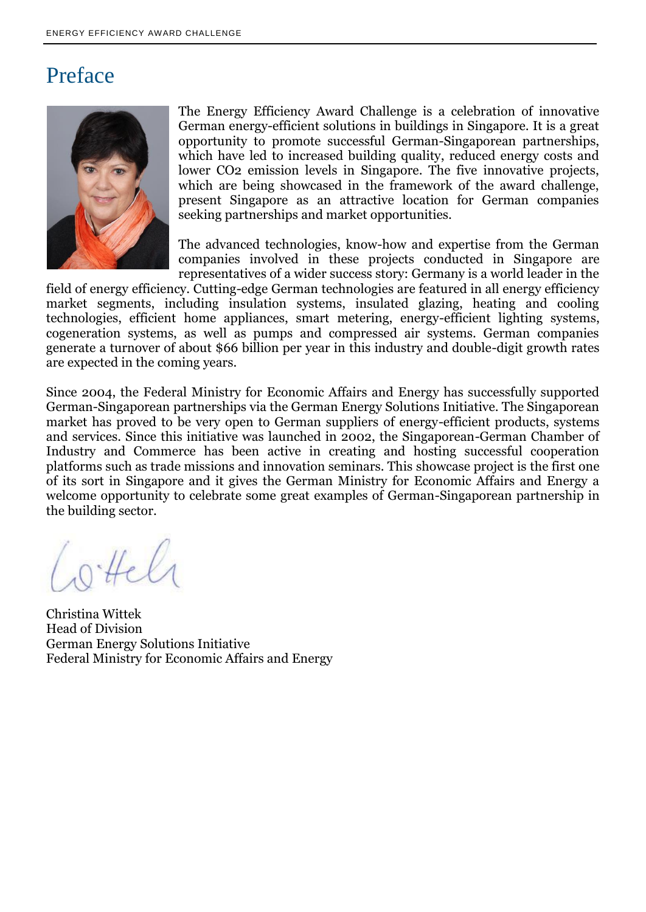# Preface

The Energy Efficiency Award Challenge is a celebration of innovative German energy-efficient solutions in buildings in Singapore. It is a great opportunity to promote successful German-Singaporean partnerships, which have led to increased building quality, reduced energy costs and lower $CO_2$ emission levels in Singapore. The five innovative projects, which are being showcased in the framework of the award challenge, present Singapore as an attractive location for German companies seeking partnerships and market opportunities.

The advanced technologies, know-how and expertise from the German companies involved in these projects conducted in Singapore are representatives of a wider success story: Germany is a world leader in the field of energy efficiency. Cutting-edge German technologies are featured in all energy efficiency market segments, including insulation systems, insulated glazing, heating and cooling technologies, efficient home appliances, smart metering, energy-efficient lighting systems, cogeneration systems, as well as pumps and compressed air systems. German companies generate a turnover of about $66 billion per year in this industry and double-digit growth rates are expected in the coming years.

Since 2004, the Federal Ministry for Economic Affairs and Energy has successfully supported German-Singaporean partnerships via the German Energy Solutions Initiative. The Singaporean market has proved to be very open to German suppliers of energy-efficient products, systems and services. Since this initiative was launched in 2002, the Singaporean-German Chamber of Industry and Commerce has been active in creating and hosting successful cooperation platforms such as trade missions and innovation seminars. This showcase project is the first one of its sort in Singapore and it gives the German Ministry for Economic Affairs and Energy a welcome opportunity to celebrate some great examples of German-Singaporean partnership in the building sector.

Christina Wittek
Head of Division
German Energy Solutions Initiative
Federal Ministry for Economic Affairs and Energy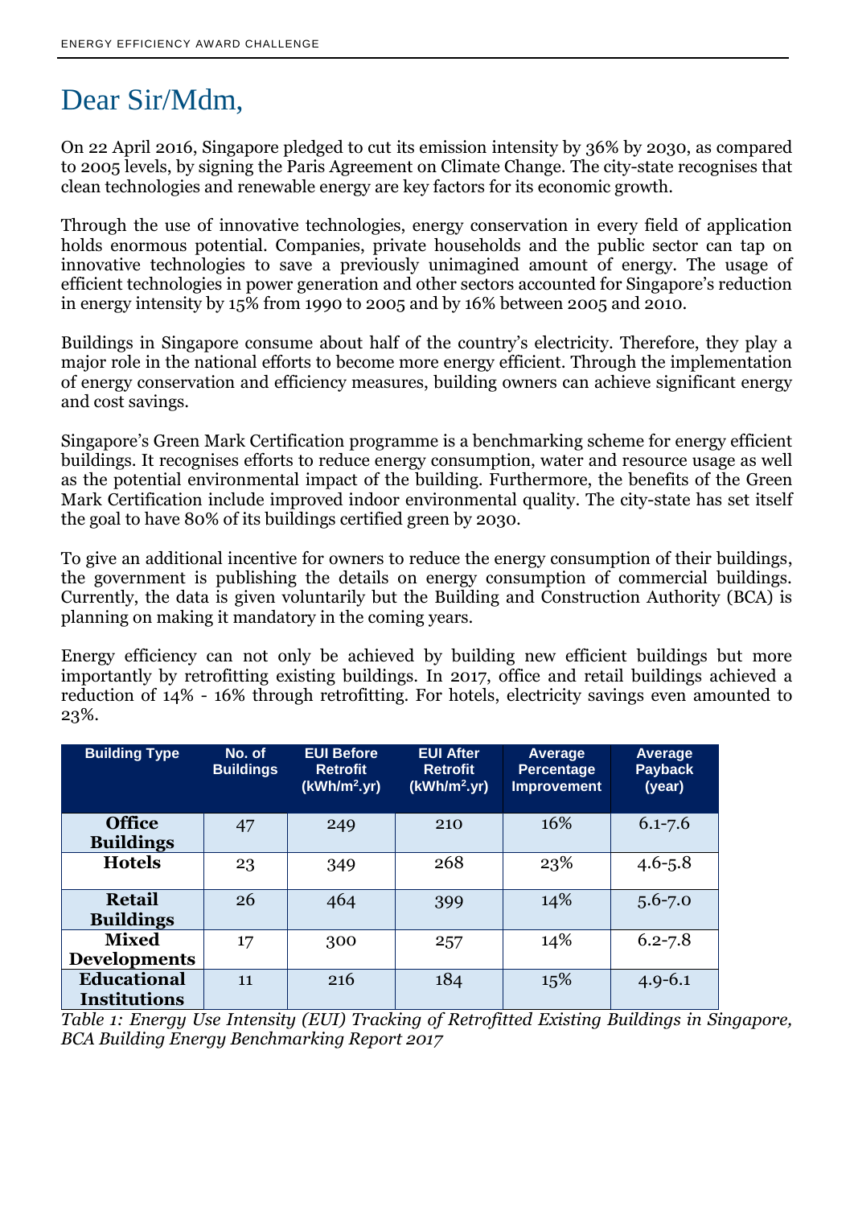# Dear Sir/Mdm,

On 22 April 2016, Singapore pledged to cut its emission intensity by 36% by 2030, as compared to 2005 levels, by signing the Paris Agreement on Climate Change. The city-state recognises that clean technologies and renewable energy are key factors for its economic growth.

Through the use of innovative technologies, energy conservation in every field of application holds enormous potential. Companies, private households and the public sector can tap on innovative technologies to save a previously unimagined amount of energy. The usage of efficient technologies in power generation and other sectors accounted for Singapore's reduction in energy intensity by 15% from 1990 to 2005 and by 16% between 2005 and 2010.

Buildings in Singapore consume about half of the country's electricity. Therefore, they play a major role in the national efforts to become more energy efficient. Through the implementation of energy conservation and efficiency measures, building owners can achieve significant energy and cost savings.

Singapore's Green Mark Certification programme is a benchmarking scheme for energy efficient buildings. It recognises efforts to reduce energy consumption, water and resource usage as well as the potential environmental impact of the building. Furthermore, the benefits of the Green Mark Certification include improved indoor environmental quality. The city-state has set itself the goal to have 80% of its buildings certified green by 2030.

To give an additional incentive for owners to reduce the energy consumption of their buildings, the government is publishing the details on energy consumption of commercial buildings. Currently, the data is given voluntarily but the Building and Construction Authority (BCA) is planning on making it mandatory in the coming years.

Energy efficiency can not only be achieved by building new efficient buildings but more importantly by retrofitting existing buildings. In 2017, office and retail buildings achieved a reduction of 14% - 16% through retrofitting. For hotels, electricity savings even amounted to 23%.

| Building Type | No. of Buildings | EUI Before Retrofit (kWh/m$^2$.yr) | EUI After Retrofit (kWh/m$^2$.yr) | Average Percentage Improvement | Average Payback (year) |
|---|---|---|---|---|---|
| **Office Buildings** | 47 | 249 | 210 | 16% | 6.1-7.6 |
| **Hotels** | 23 | 349 | 268 | 23% | 4.6-5.8 |
| **Retail Buildings** | 26 | 464 | 399 | 14% | 5.6-7.0 |
| **Mixed Developments** | 17 | 300 | 257 | 14% | 6.2-7.8 |
| **Educational Institutions** | 11 | 216 | 184 | 15% | 4.9-6.1 |

*Table 1: Energy Use Intensity (EUI) Tracking of Retrofitted Existing Buildings in Singapore, BCA Building Energy Benchmarking Report 2017*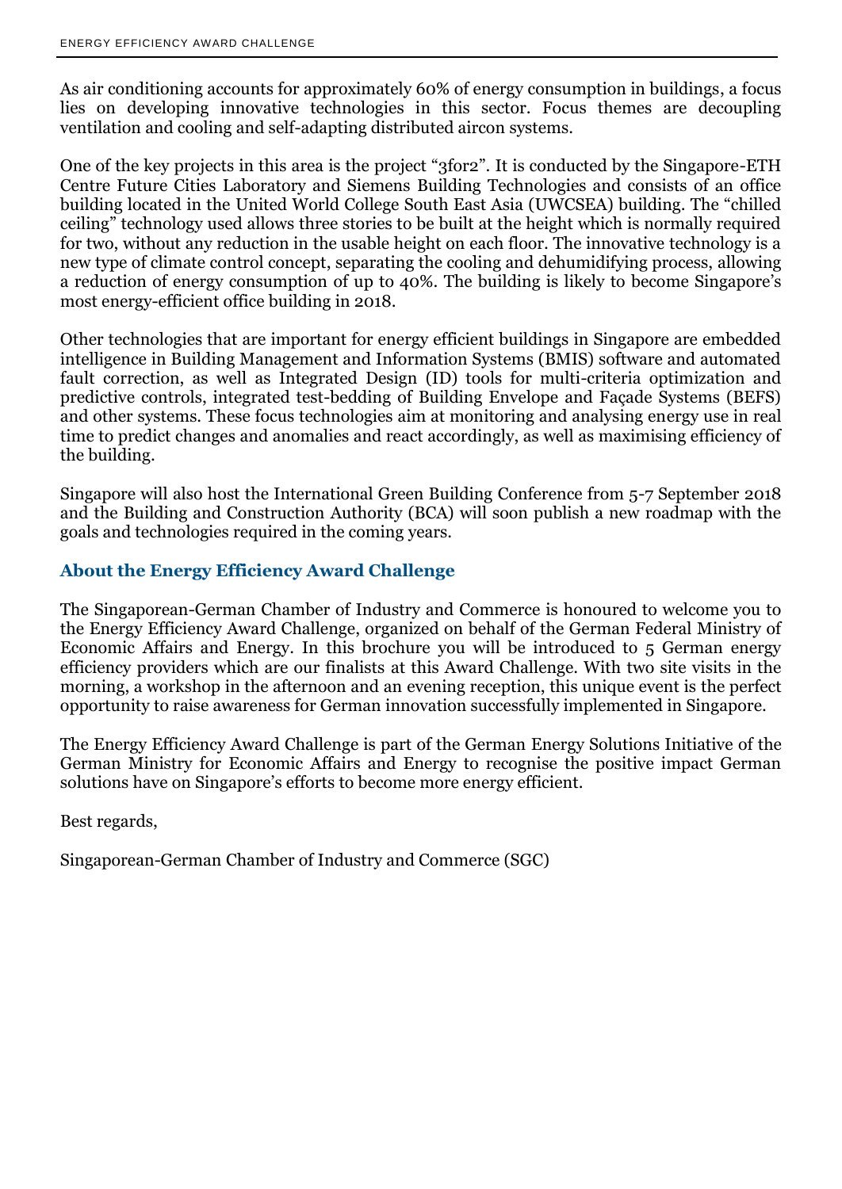As air conditioning accounts for approximately 60% of energy consumption in buildings, a focus lies on developing innovative technologies in this sector. Focus themes are decoupling ventilation and cooling and self-adapting distributed aircon systems.

One of the key projects in this area is the project "3for2". It is conducted by the Singapore-ETH Centre Future Cities Laboratory and Siemens Building Technologies and consists of an office building located in the United World College South East Asia (UWCSEA) building. The "chilled ceiling" technology used allows three stories to be built at the height which is normally required for two, without any reduction in the usable height on each floor. The innovative technology is a new type of climate control concept, separating the cooling and dehumidifying process, allowing a reduction of energy consumption of up to 40%. The building is likely to become Singapore's most energy-efficient office building in 2018.

Other technologies that are important for energy efficient buildings in Singapore are embedded intelligence in Building Management and Information Systems (BMIS) software and automated fault correction, as well as Integrated Design (ID) tools for multi-criteria optimization and predictive controls, integrated test-bedding of Building Envelope and Façade Systems (BEFS) and other systems. These focus technologies aim at monitoring and analysing energy use in real time to predict changes and anomalies and react accordingly, as well as maximising efficiency of the building.

Singapore will also host the International Green Building Conference from 5-7 September 2018 and the Building and Construction Authority (BCA) will soon publish a new roadmap with the goals and technologies required in the coming years.

## About the Energy Efficiency Award Challenge

The Singaporean-German Chamber of Industry and Commerce is honoured to welcome you to the Energy Efficiency Award Challenge, organized on behalf of the German Federal Ministry of Economic Affairs and Energy. In this brochure you will be introduced to 5 German energy efficiency providers which are our finalists at this Award Challenge. With two site visits in the morning, a workshop in the afternoon and an evening reception, this unique event is the perfect opportunity to raise awareness for German innovation successfully implemented in Singapore.

The Energy Efficiency Award Challenge is part of the German Energy Solutions Initiative of the German Ministry for Economic Affairs and Energy to recognise the positive impact German solutions have on Singapore's efforts to become more energy efficient.

Best regards,

Singaporean-German Chamber of Industry and Commerce (SGC)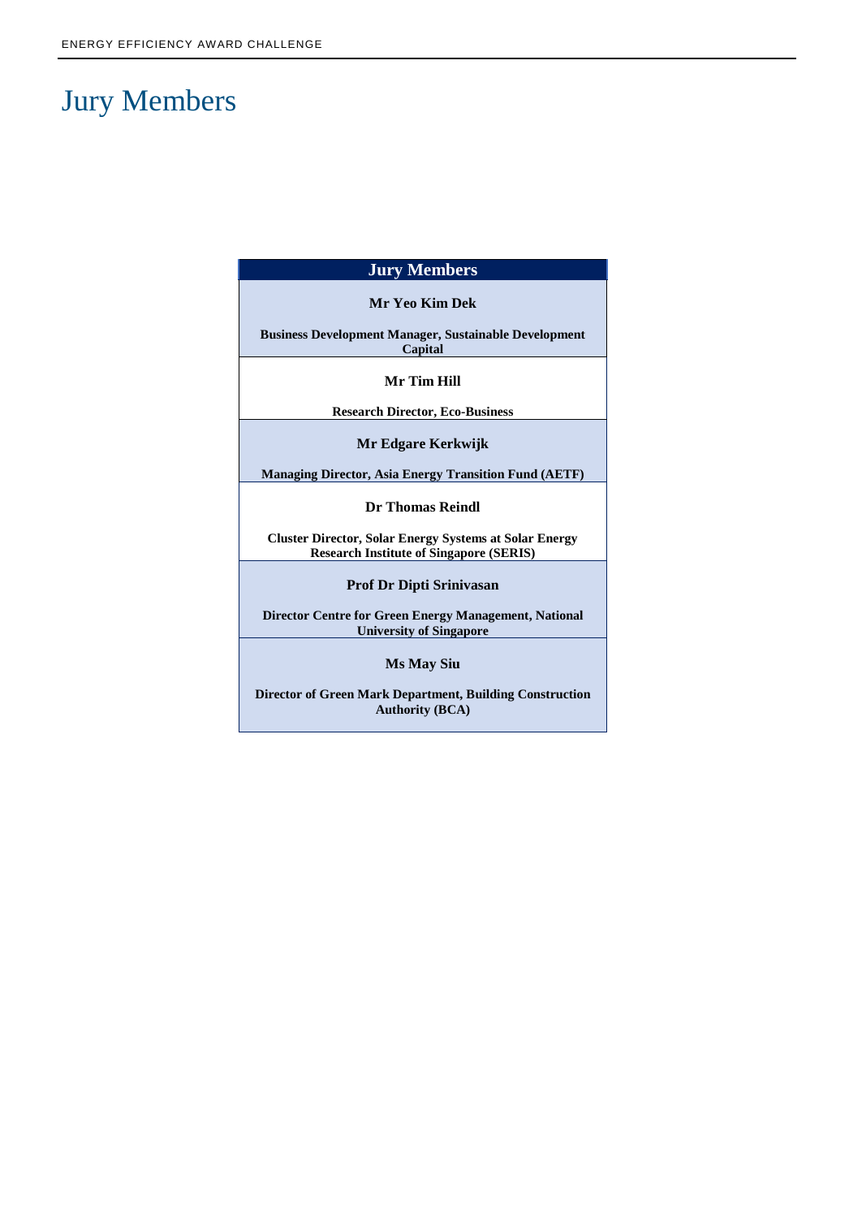# Jury Members

| Jury Members |
| --- |
| **Mr Yeo Kim Dek**<br><br>**Business Development Manager, Sustainable Development Capital** |
| **Mr Tim Hill**<br><br>**Research Director, Eco-Business** |
| **Mr Edgare Kerkwijk**<br><br>**Managing Director, Asia Energy Transition Fund (AETF)** |
| **Dr Thomas Reindl**<br><br>**Cluster Director, Solar Energy Systems at Solar Energy Research Institute of Singapore (SERIS)** |
| **Prof Dr Dipti Srinivasan**<br><br>**Director Centre for Green Energy Management, National University of Singapore** |
| **Ms May Siu**<br><br>**Director of Green Mark Department, Building Construction Authority (BCA)** |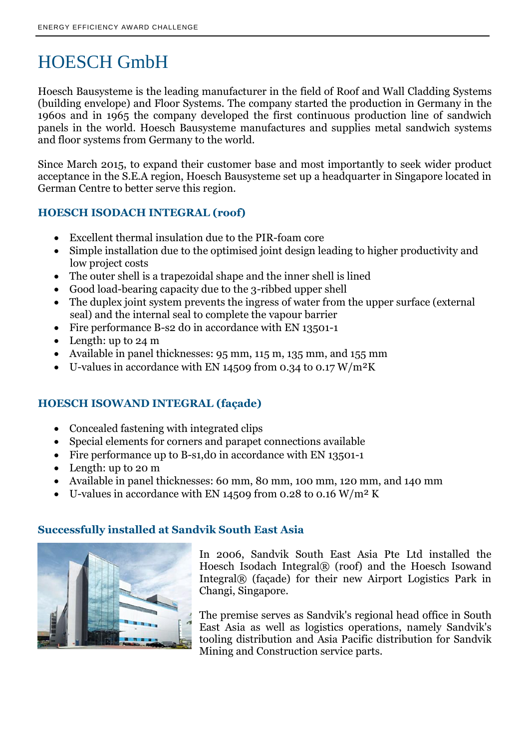# HOESCH GmbH

Hoesch Bausysteme is the leading manufacturer in the field of Roof and Wall Cladding Systems (building envelope) and Floor Systems. The company started the production in Germany in the 1960s and in 1965 the company developed the first continuous production line of sandwich panels in the world. Hoesch Bausysteme manufactures and supplies metal sandwich systems and floor systems from Germany to the world.

Since March 2015, to expand their customer base and most importantly to seek wider product acceptance in the S.E.A region, Hoesch Bausysteme set up a headquarter in Singapore located in German Centre to better serve this region.

### HOESCH ISODACH INTEGRAL (roof)

- Excellent thermal insulation due to the PIR-foam core
- Simple installation due to the optimised joint design leading to higher productivity and low project costs
- The outer shell is a trapezoidal shape and the inner shell is lined
- Good load-bearing capacity due to the 3-ribbed upper shell
- The duplex joint system prevents the ingress of water from the upper surface (external seal) and the internal seal to complete the vapour barrier
- Fire performance B-s2 d0 in accordance with EN 13501-1
- Length: up to 24 m
- Available in panel thicknesses: 95 mm, 115 m, 135 mm, and 155 mm
- U-values in accordance with EN 14509 from 0.34 to 0.17 W/m²K

### HOESCH ISOWAND INTEGRAL (façade)

- Concealed fastening with integrated clips
- Special elements for corners and parapet connections available
- Fire performance up to B-s1,d0 in accordance with EN 13501-1
- Length: up to 20 m
- Available in panel thicknesses: 60 mm, 80 mm, 100 mm, 120 mm, and 140 mm
- U-values in accordance with EN 14509 from 0.28 to 0.16 W/m² K

### Successfully installed at Sandvik South East Asia

In 2006, Sandvik South East Asia Pte Ltd installed the Hoesch Isodach Integral® (roof) and the Hoesch Isowand Integral® (façade) for their new Airport Logistics Park in Changi, Singapore.

The premise serves as Sandvik's regional head office in South East Asia as well as logistics operations, namely Sandvik's tooling distribution and Asia Pacific distribution for Sandvik Mining and Construction service parts.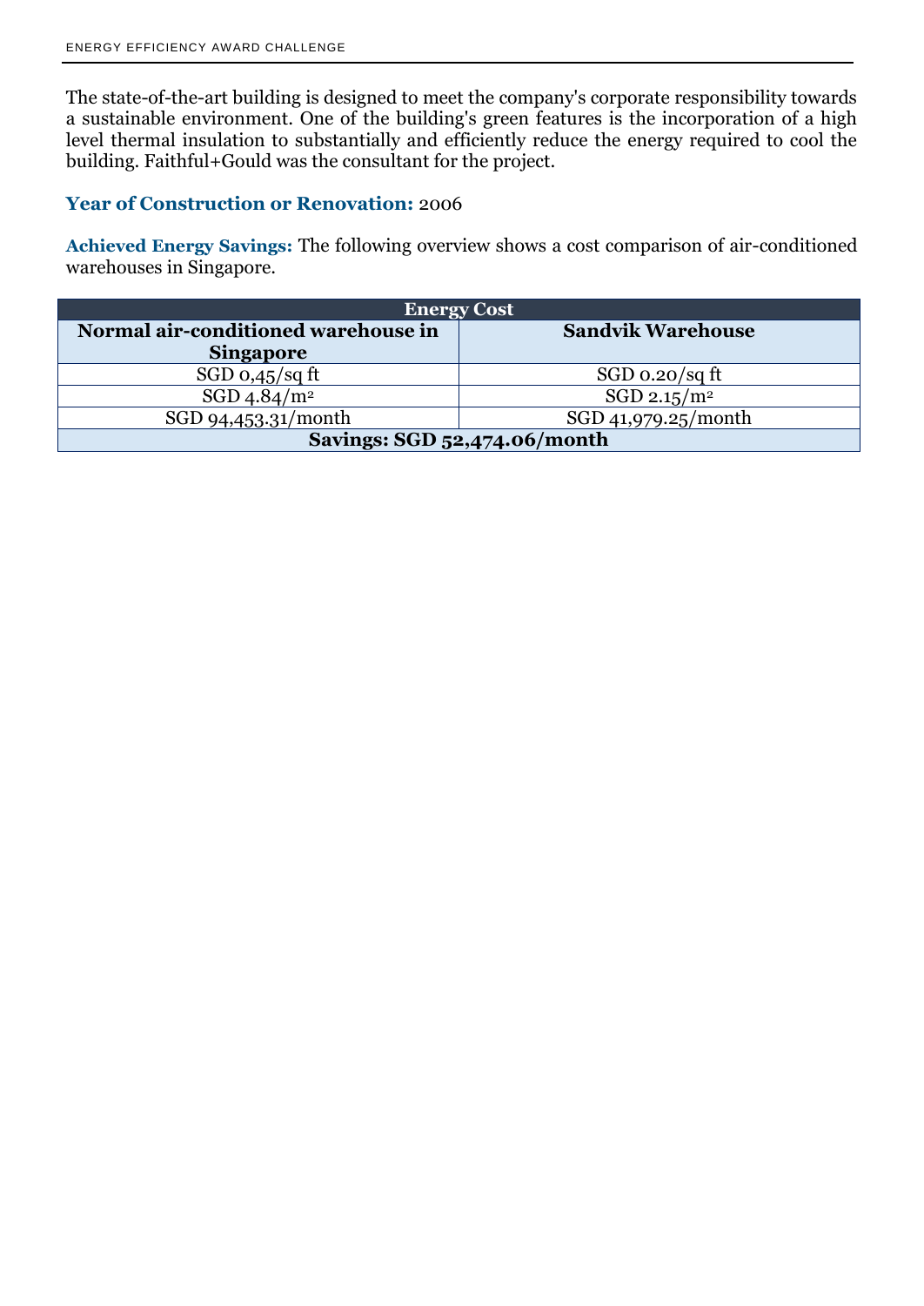The state-of-the-art building is designed to meet the company's corporate responsibility towards a sustainable environment. One of the building's green features is the incorporation of a high level thermal insulation to substantially and efficiently reduce the energy required to cool the building. Faithful+Gould was the consultant for the project.

**Year of Construction or Renovation:** 2006

**Achieved Energy Savings:** The following overview shows a cost comparison of air-conditioned warehouses in Singapore.

| Energy Cost | |
|---|---|
| **Normal air-conditioned warehouse in Singapore** | **Sandvik Warehouse** |
| SGD 0,45/sq ft | SGD 0.20/sq ft |
| SGD 4.84/m² | SGD 2.15/m² |
| SGD 94,453.31/month | SGD 41,979.25/month |
| **Savings: SGD 52,474.06/month** | |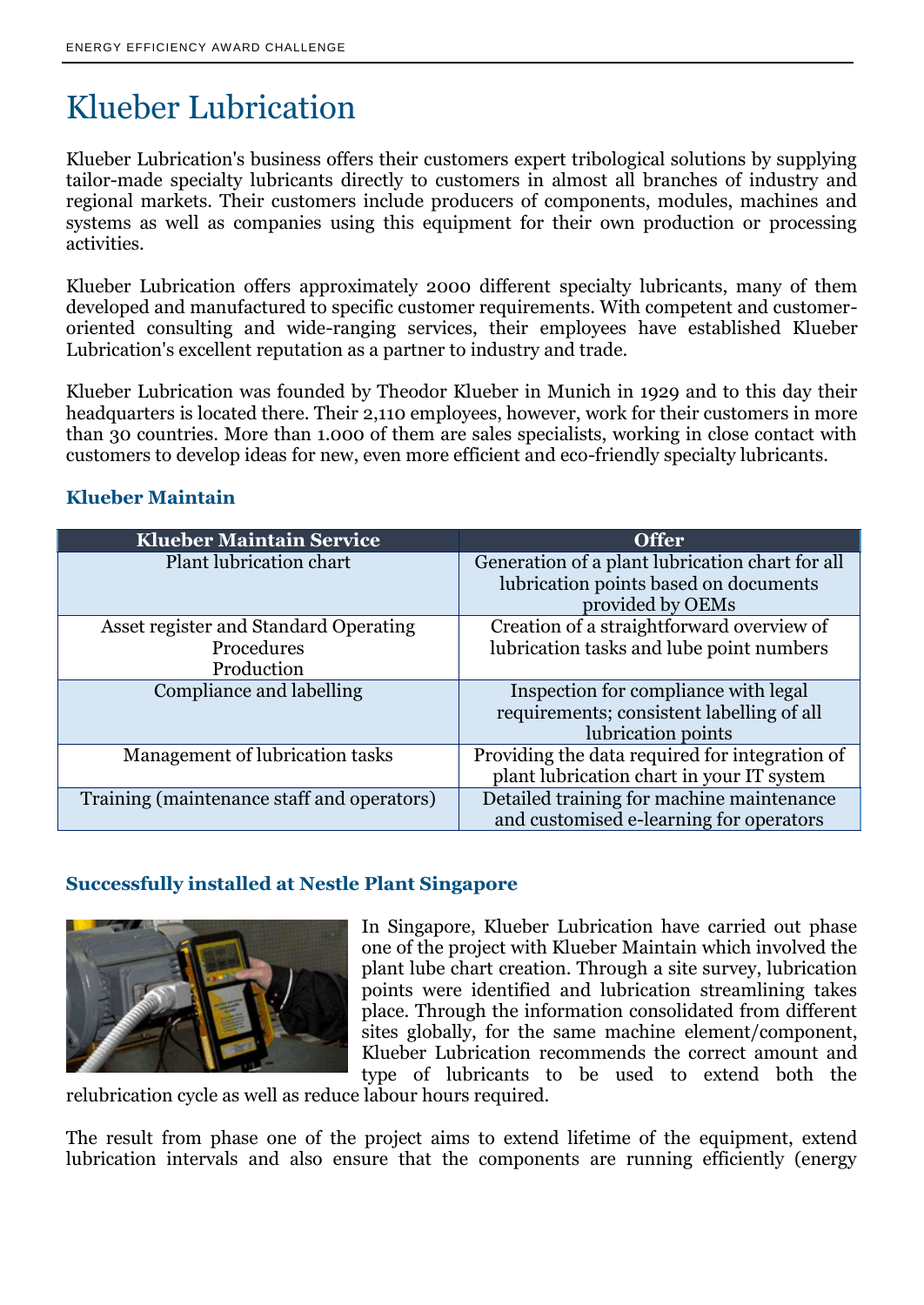# Klueber Lubrication

Klueber Lubrication's business offers their customers expert tribological solutions by supplying tailor-made specialty lubricants directly to customers in almost all branches of industry and regional markets. Their customers include producers of components, modules, machines and systems as well as companies using this equipment for their own production or processing activities.

Klueber Lubrication offers approximately 2000 different specialty lubricants, many of them developed and manufactured to specific customer requirements. With competent and customer-oriented consulting and wide-ranging services, their employees have established Klueber Lubrication's excellent reputation as a partner to industry and trade.

Klueber Lubrication was founded by Theodor Klueber in Munich in 1929 and to this day their headquarters is located there. Their 2,110 employees, however, work for their customers in more than 30 countries. More than 1.000 of them are sales specialists, working in close contact with customers to develop ideas for new, even more efficient and eco-friendly specialty lubricants.

### Klueber Maintain

| Klueber Maintain Service | Offer |
|---|---|
| Plant lubrication chart | Generation of a plant lubrication chart for all lubrication points based on documents provided by OEMs |
| Asset register and Standard Operating Procedures Production | Creation of a straightforward overview of lubrication tasks and lube point numbers |
| Compliance and labelling | Inspection for compliance with legal requirements; consistent labelling of all lubrication points |
| Management of lubrication tasks | Providing the data required for integration of plant lubrication chart in your IT system |
| Training (maintenance staff and operators) | Detailed training for machine maintenance and customised e-learning for operators |

### Successfully installed at Nestle Plant Singapore

In Singapore, Klueber Lubrication have carried out phase one of the project with Klueber Maintain which involved the plant lube chart creation. Through a site survey, lubrication points were identified and lubrication streamlining takes place. Through the information consolidated from different sites globally, for the same machine element/component, Klueber Lubrication recommends the correct amount and type of lubricants to be used to extend both the relubrication cycle as well as reduce labour hours required.

The result from phase one of the project aims to extend lifetime of the equipment, extend lubrication intervals and also ensure that the components are running efficiently (energy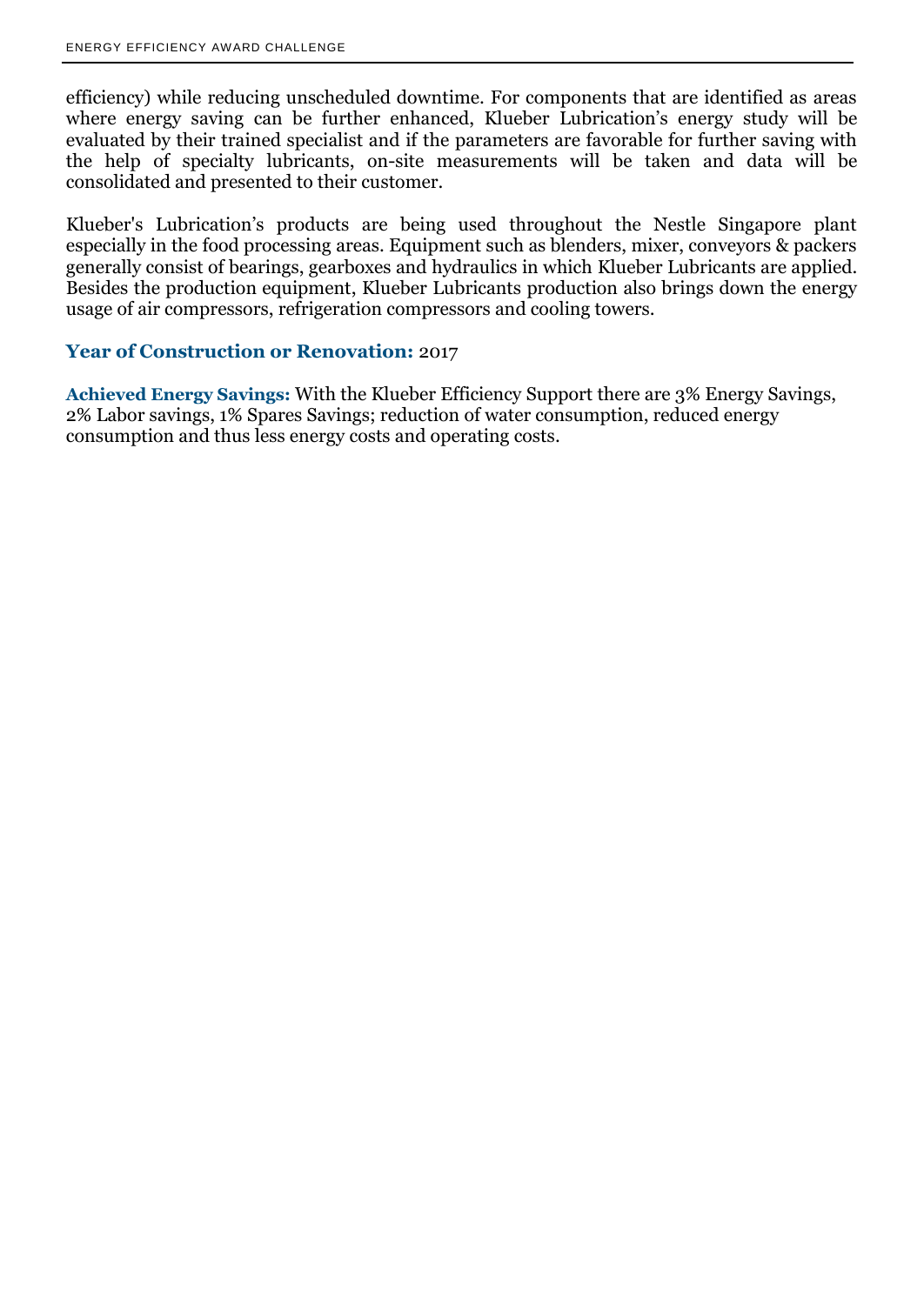efficiency) while reducing unscheduled downtime. For components that are identified as areas where energy saving can be further enhanced, Klueber Lubrication's energy study will be evaluated by their trained specialist and if the parameters are favorable for further saving with the help of specialty lubricants, on-site measurements will be taken and data will be consolidated and presented to their customer.

Klueber's Lubrication's products are being used throughout the Nestle Singapore plant especially in the food processing areas. Equipment such as blenders, mixer, conveyors & packers generally consist of bearings, gearboxes and hydraulics in which Klueber Lubricants are applied. Besides the production equipment, Klueber Lubricants production also brings down the energy usage of air compressors, refrigeration compressors and cooling towers.

**Year of Construction or Renovation:** 2017

**Achieved Energy Savings:** With the Klueber Efficiency Support there are 3% Energy Savings, 2% Labor savings, 1% Spares Savings; reduction of water consumption, reduced energy consumption and thus less energy costs and operating costs.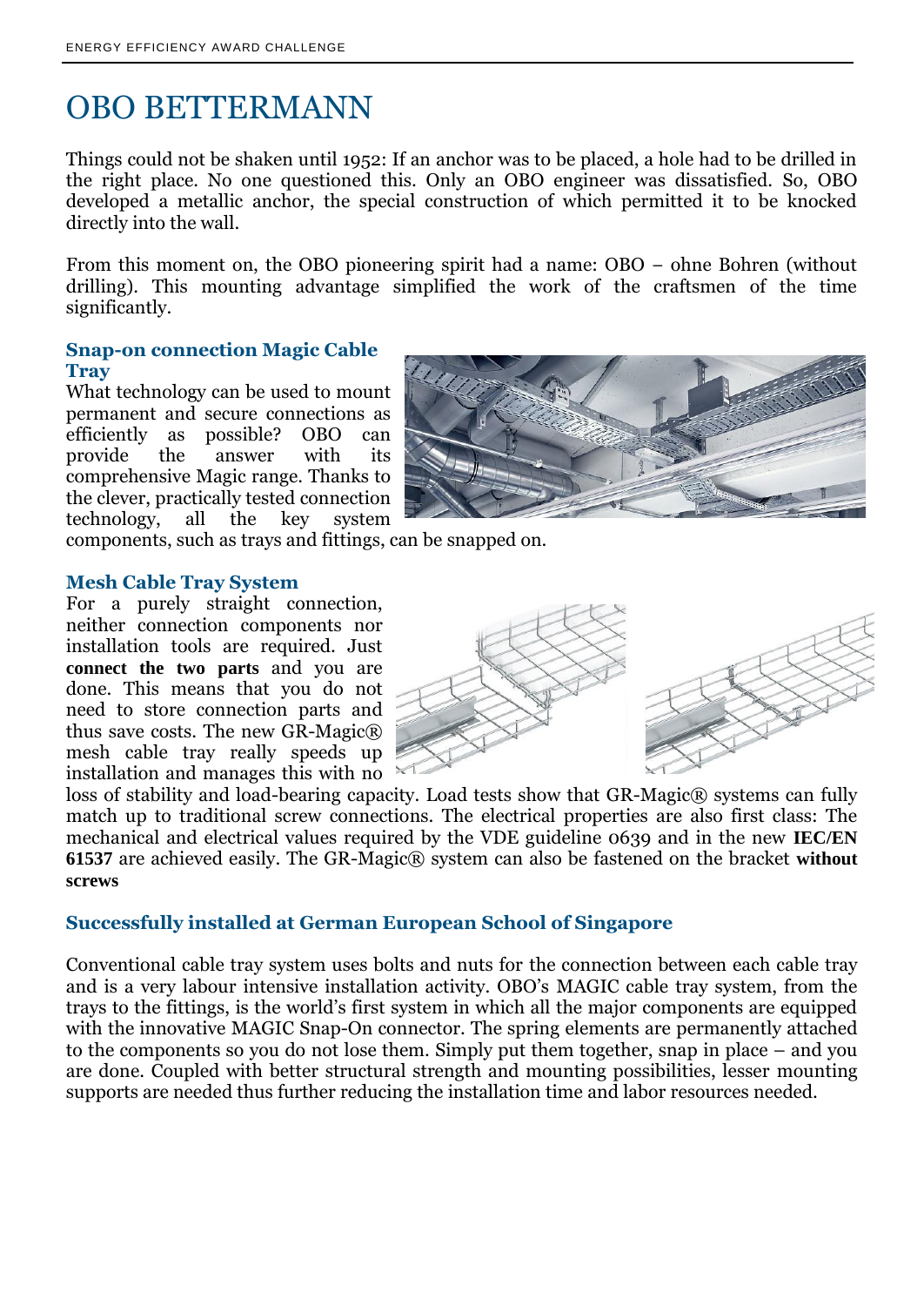# OBO BETTERMANN

Things could not be shaken until 1952: If an anchor was to be placed, a hole had to be drilled in the right place. No one questioned this. Only an OBO engineer was dissatisfied. So, OBO developed a metallic anchor, the special construction of which permitted it to be knocked directly into the wall.

From this moment on, the OBO pioneering spirit had a name: OBO – ohne Bohren (without drilling). This mounting advantage simplified the work of the craftsmen of the time significantly.

### Snap-on connection Magic Cable Tray

What technology can be used to mount permanent and secure connections as efficiently as possible? OBO can provide the answer with its comprehensive Magic range. Thanks to the clever, practically tested connection technology, all the key system components, such as trays and fittings, can be snapped on.

### Mesh Cable Tray System

For a purely straight connection, neither connection components nor installation tools are required. Just **connect the two parts** and you are done. This means that you do not need to store connection parts and thus save costs. The new GR-Magic® mesh cable tray really speeds up installation and manages this with no loss of stability and load-bearing capacity. Load tests show that GR-Magic® systems can fully match up to traditional screw connections. The electrical properties are also first class: The mechanical and electrical values required by the VDE guideline 0639 and in the new **IEC/EN 61537** are achieved easily. The GR-Magic® system can also be fastened on the bracket **without screws**

### Successfully installed at German European School of Singapore

Conventional cable tray system uses bolts and nuts for the connection between each cable tray and is a very labour intensive installation activity. OBO's MAGIC cable tray system, from the trays to the fittings, is the world's first system in which all the major components are equipped with the innovative MAGIC Snap-On connector. The spring elements are permanently attached to the components so you do not lose them. Simply put them together, snap in place – and you are done. Coupled with better structural strength and mounting possibilities, lesser mounting supports are needed thus further reducing the installation time and labor resources needed.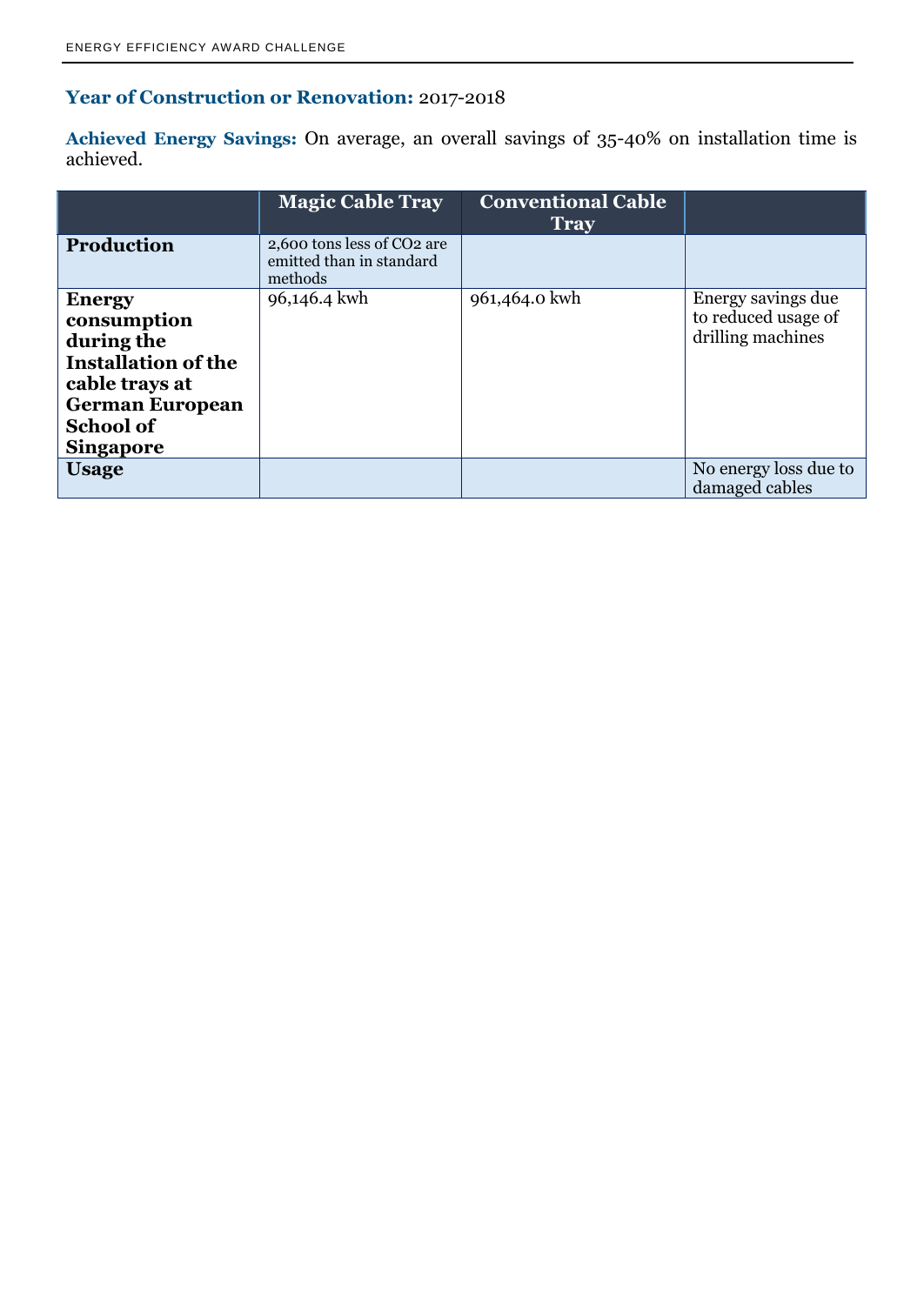**Year of Construction or Renovation:** 2017-2018

**Achieved Energy Savings:** On average, an overall savings of 35-40% on installation time is achieved.

| | Magic Cable Tray | Conventional Cable Tray | |
|---|---|---|---|
| **Production** | 2,600 tons less of $CO_2$ are emitted than in standard methods | | |
| **Energy consumption during the Installation of the cable trays at German European School of Singapore** | 96,146.4 kwh | 961,464.0 kwh | Energy savings due to reduced usage of drilling machines |
| **Usage** | | | No energy loss due to damaged cables |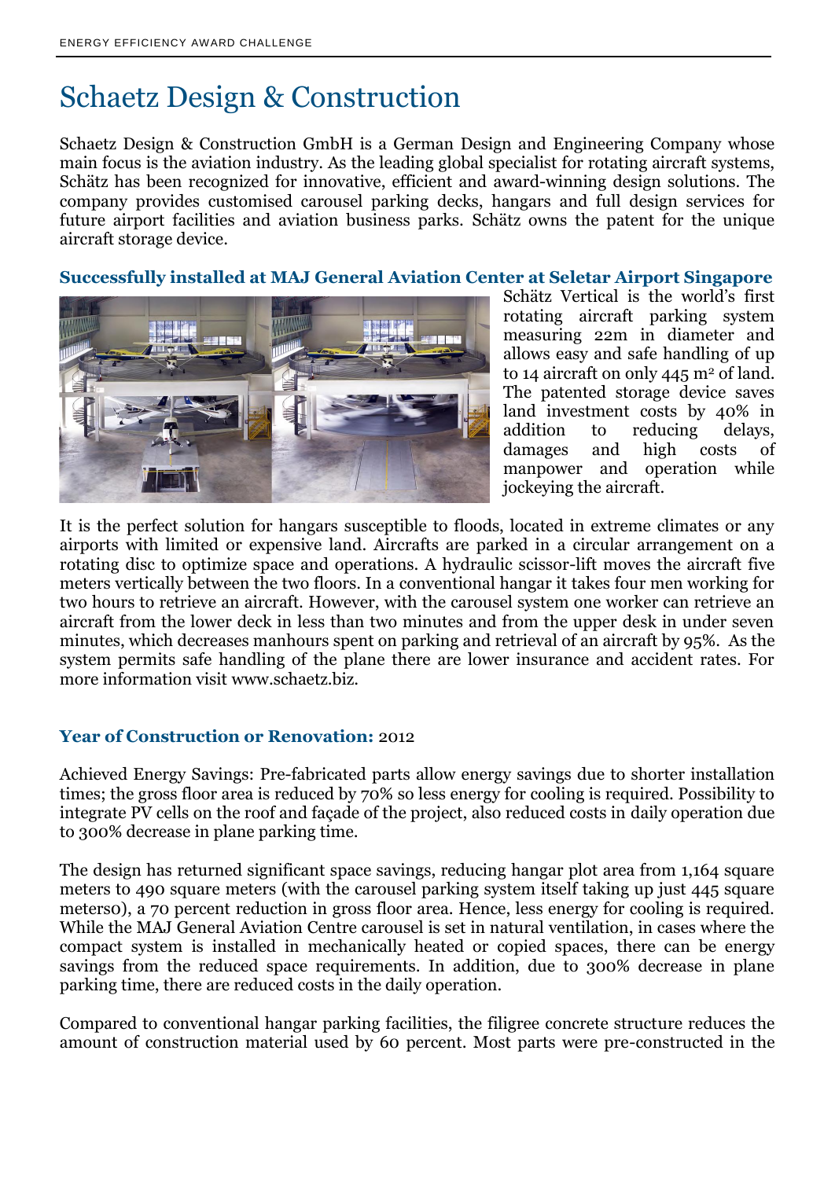# Schaetz Design & Construction

Schaetz Design & Construction GmbH is a German Design and Engineering Company whose main focus is the aviation industry. As the leading global specialist for rotating aircraft systems, Schätz has been recognized for innovative, efficient and award-winning design solutions. The company provides customised carousel parking decks, hangars and full design services for future airport facilities and aviation business parks. Schätz owns the patent for the unique aircraft storage device.

**Successfully installed at MAJ General Aviation Center at Seletar Airport Singapore**

Schätz Vertical is the world's first rotating aircraft parking system measuring 22m in diameter and allows easy and safe handling of up to 14 aircraft on only 445 m² of land. The patented storage device saves land investment costs by 40% in addition to reducing delays, damages and high costs of manpower and operation while jockeying the aircraft.

It is the perfect solution for hangars susceptible to floods, located in extreme climates or any airports with limited or expensive land. Aircrafts are parked in a circular arrangement on a rotating disc to optimize space and operations. A hydraulic scissor-lift moves the aircraft five meters vertically between the two floors. In a conventional hangar it takes four men working for two hours to retrieve an aircraft. However, with the carousel system one worker can retrieve an aircraft from the lower deck in less than two minutes and from the upper desk in under seven minutes, which decreases manhours spent on parking and retrieval of an aircraft by 95%. As the system permits safe handling of the plane there are lower insurance and accident rates. For more information visit www.schaetz.biz.

**Year of Construction or Renovation:** 2012

Achieved Energy Savings: Pre-fabricated parts allow energy savings due to shorter installation times; the gross floor area is reduced by 70% so less energy for cooling is required. Possibility to integrate PV cells on the roof and façade of the project, also reduced costs in daily operation due to 300% decrease in plane parking time.

The design has returned significant space savings, reducing hangar plot area from 1,164 square meters to 490 square meters (with the carousel parking system itself taking up just 445 square meterso), a 70 percent reduction in gross floor area. Hence, less energy for cooling is required. While the MAJ General Aviation Centre carousel is set in natural ventilation, in cases where the compact system is installed in mechanically heated or copied spaces, there can be energy savings from the reduced space requirements. In addition, due to 300% decrease in plane parking time, there are reduced costs in the daily operation.

Compared to conventional hangar parking facilities, the filigree concrete structure reduces the amount of construction material used by 60 percent. Most parts were pre-constructed in the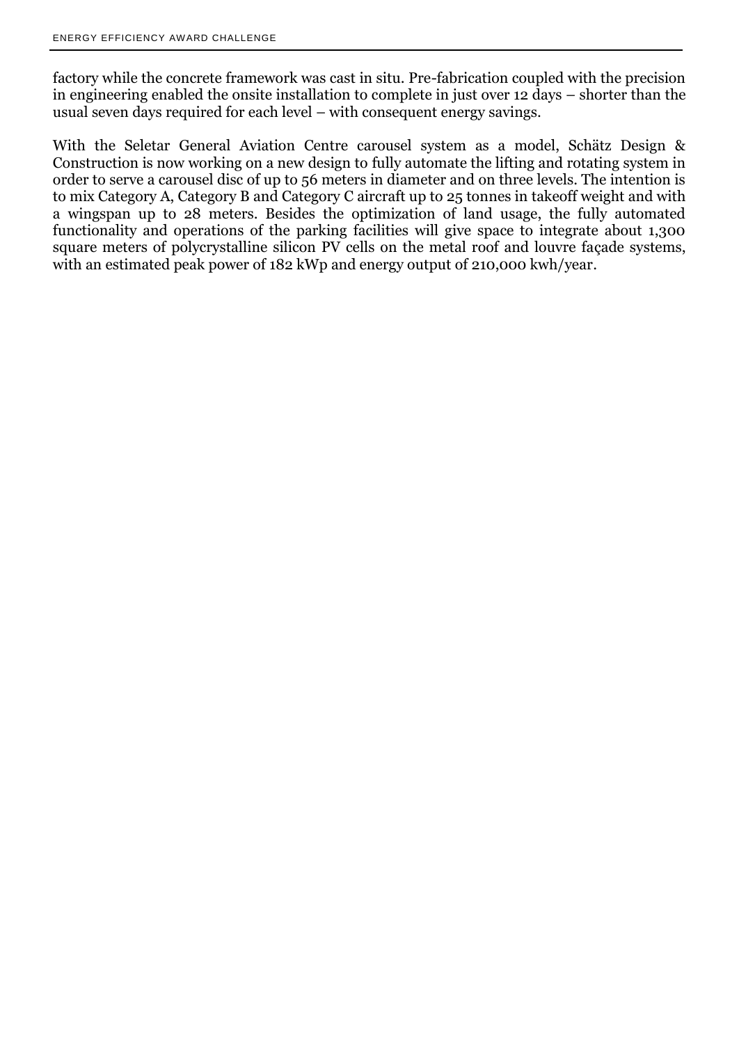factory while the concrete framework was cast in situ. Pre-fabrication coupled with the precision in engineering enabled the onsite installation to complete in just over 12 days – shorter than the usual seven days required for each level – with consequent energy savings.

With the Seletar General Aviation Centre carousel system as a model, Schätz Design & Construction is now working on a new design to fully automate the lifting and rotating system in order to serve a carousel disc of up to 56 meters in diameter and on three levels. The intention is to mix Category A, Category B and Category C aircraft up to 25 tonnes in takeoff weight and with a wingspan up to 28 meters. Besides the optimization of land usage, the fully automated functionality and operations of the parking facilities will give space to integrate about 1,300 square meters of polycrystalline silicon PV cells on the metal roof and louvre façade systems, with an estimated peak power of 182 kWp and energy output of 210,000 kwh/year.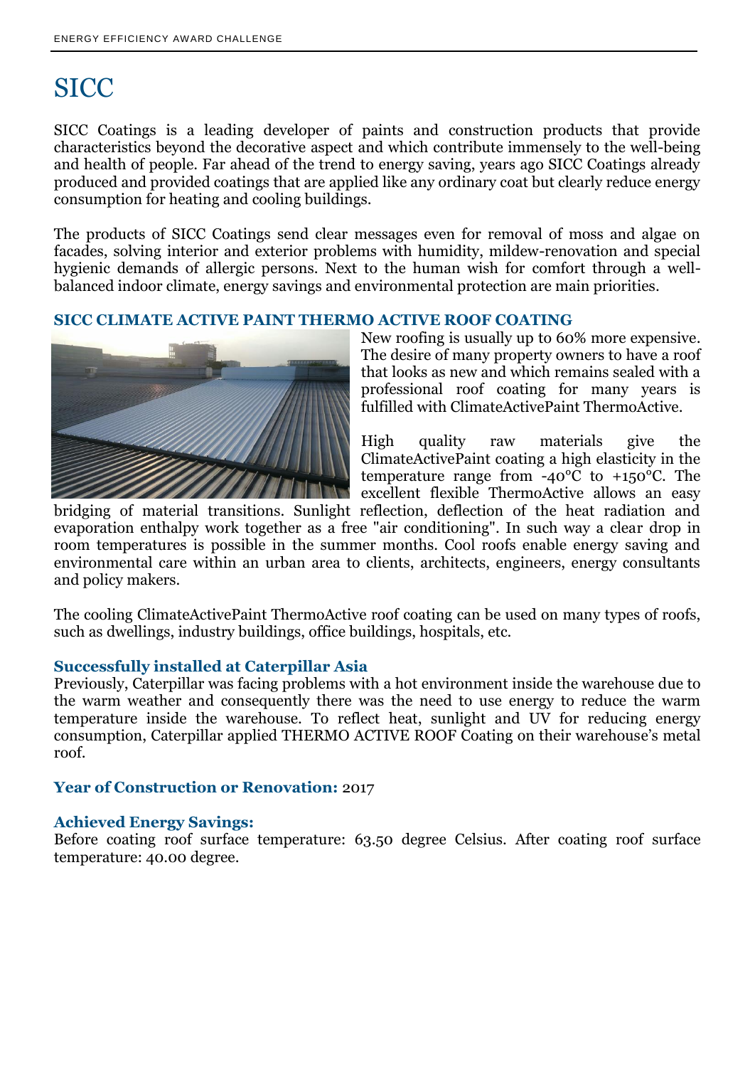# SICC

SICC Coatings is a leading developer of paints and construction products that provide characteristics beyond the decorative aspect and which contribute immensely to the well-being and health of people. Far ahead of the trend to energy saving, years ago SICC Coatings already produced and provided coatings that are applied like any ordinary coat but clearly reduce energy consumption for heating and cooling buildings.

The products of SICC Coatings send clear messages even for removal of moss and algae on facades, solving interior and exterior problems with humidity, mildew-renovation and special hygienic demands of allergic persons. Next to the human wish for comfort through a well-balanced indoor climate, energy savings and environmental protection are main priorities.

### SICC CLIMATE ACTIVE PAINT THERMO ACTIVE ROOF COATING

New roofing is usually up to 60% more expensive. The desire of many property owners to have a roof that looks as new and which remains sealed with a professional roof coating for many years is fulfilled with ClimateActivePaint ThermoActive.

High quality raw materials give the ClimateActivePaint coating a high elasticity in the temperature range from -40°C to +150°C. The excellent flexible ThermoActive allows an easy bridging of material transitions. Sunlight reflection, deflection of the heat radiation and evaporation enthalpy work together as a free "air conditioning". In such way a clear drop in room temperatures is possible in the summer months. Cool roofs enable energy saving and environmental care within an urban area to clients, architects, engineers, energy consultants and policy makers.

The cooling ClimateActivePaint ThermoActive roof coating can be used on many types of roofs, such as dwellings, industry buildings, office buildings, hospitals, etc.

### Successfully installed at Caterpillar Asia

Previously, Caterpillar was facing problems with a hot environment inside the warehouse due to the warm weather and consequently there was the need to use energy to reduce the warm temperature inside the warehouse. To reflect heat, sunlight and UV for reducing energy consumption, Caterpillar applied THERMO ACTIVE ROOF Coating on their warehouse's metal roof.

**Year of Construction or Renovation:** 2017

**Achieved Energy Savings:**

Before coating roof surface temperature: 63.50 degree Celsius. After coating roof surface temperature: 40.00 degree.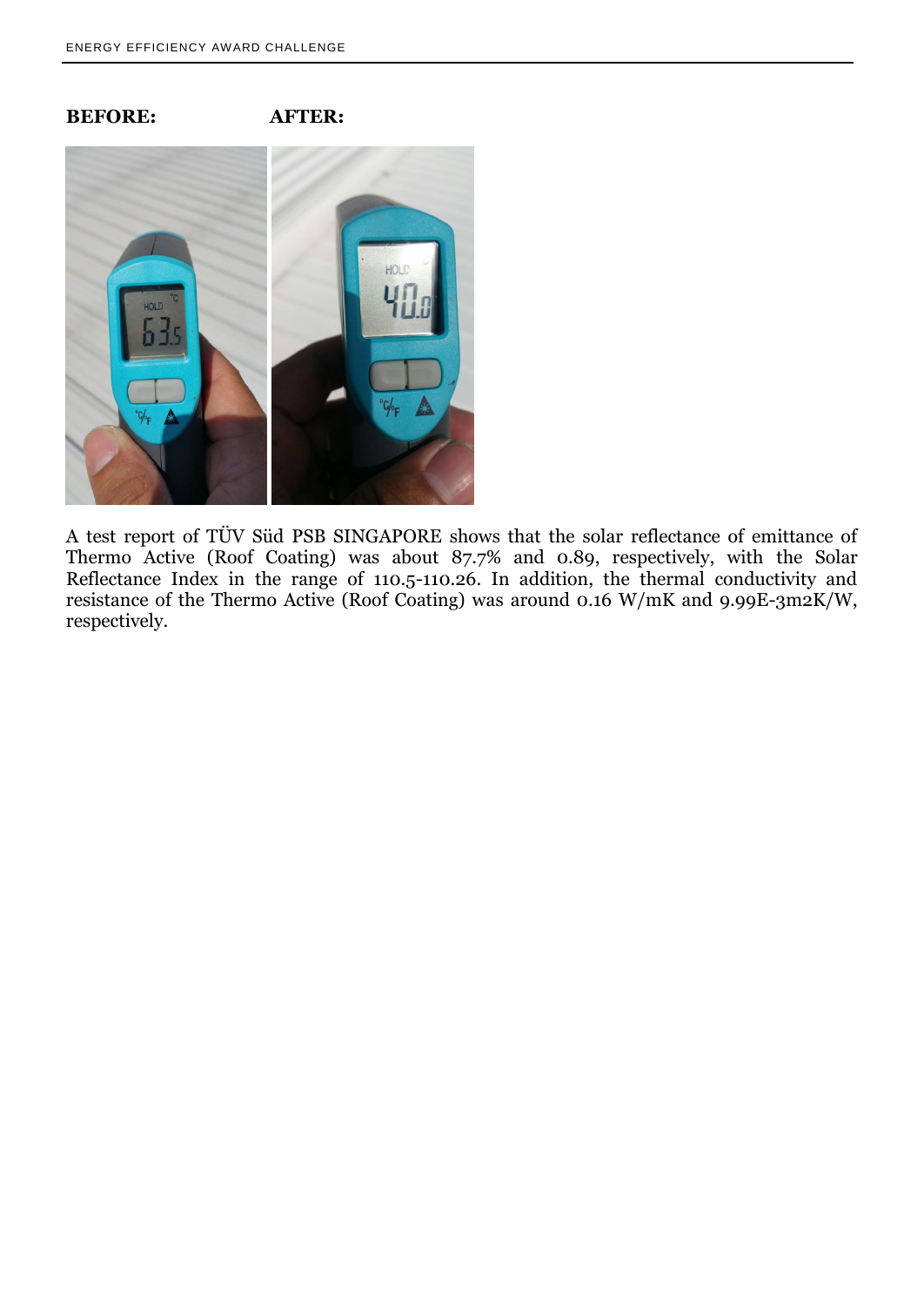**BEFORE:** **AFTER:**

A test report of TÜV Süd PSB SINGAPORE shows that the solar reflectance of emittance of Thermo Active (Roof Coating) was about 87.7% and 0.89, respectively, with the Solar Reflectance Index in the range of 110.5-110.26. In addition, the thermal conductivity and resistance of the Thermo Active (Roof Coating) was around 0.16 W/mK and 9.99E-3m2K/W, respectively.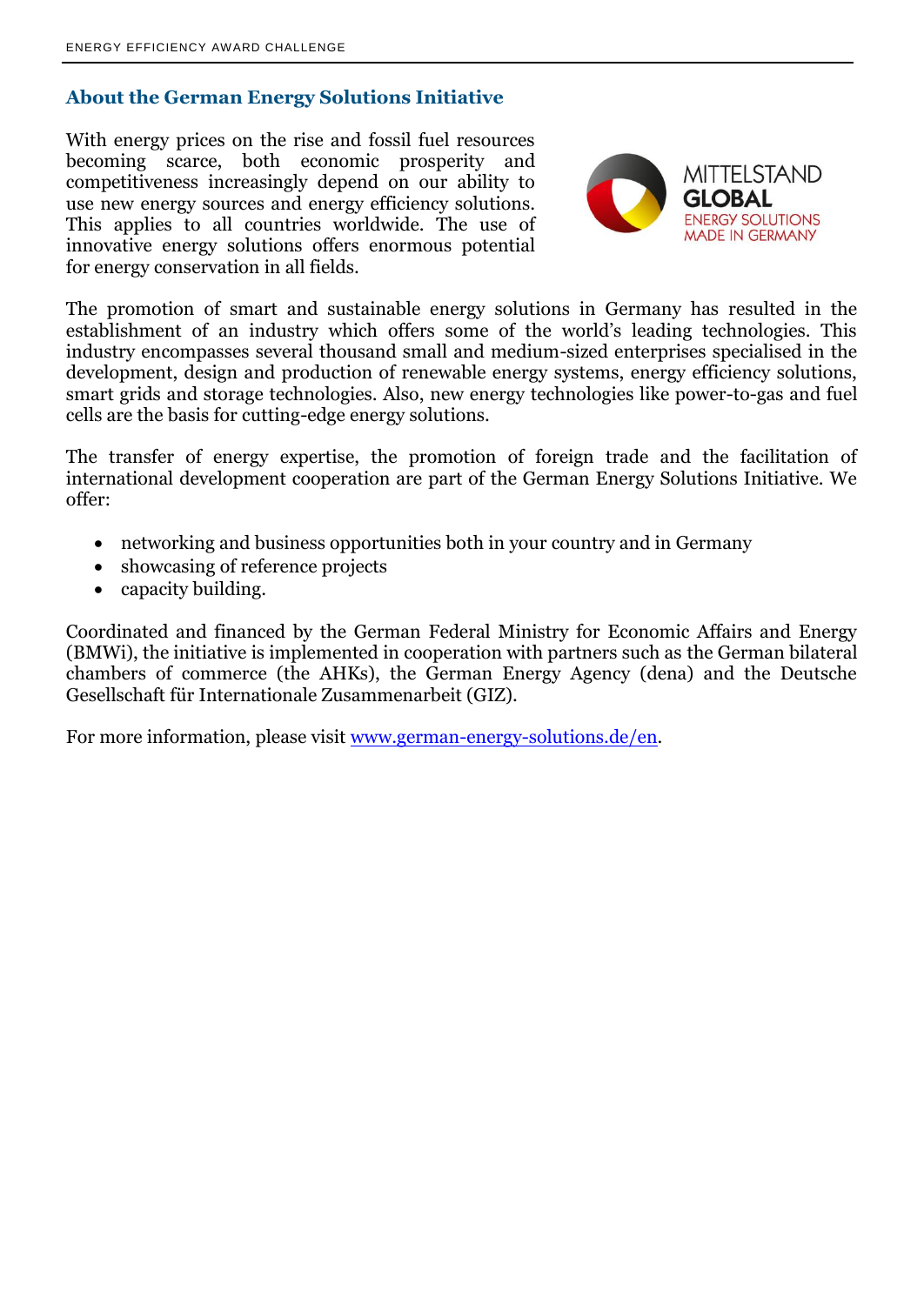## About the German Energy Solutions Initiative

With energy prices on the rise and fossil fuel resources becoming scarce, both economic prosperity and competitiveness increasingly depend on our ability to use new energy sources and energy efficiency solutions. This applies to all countries worldwide. The use of innovative energy solutions offers enormous potential for energy conservation in all fields.

The promotion of smart and sustainable energy solutions in Germany has resulted in the establishment of an industry which offers some of the world's leading technologies. This industry encompasses several thousand small and medium-sized enterprises specialised in the development, design and production of renewable energy systems, energy efficiency solutions, smart grids and storage technologies. Also, new energy technologies like power-to-gas and fuel cells are the basis for cutting-edge energy solutions.

The transfer of energy expertise, the promotion of foreign trade and the facilitation of international development cooperation are part of the German Energy Solutions Initiative. We offer:

- networking and business opportunities both in your country and in Germany
- showcasing of reference projects
- capacity building.

Coordinated and financed by the German Federal Ministry for Economic Affairs and Energy (BMWi), the initiative is implemented in cooperation with partners such as the German bilateral chambers of commerce (the AHKs), the German Energy Agency (dena) and the Deutsche Gesellschaft für Internationale Zusammenarbeit (GIZ).

For more information, please visit www.german-energy-solutions.de/en.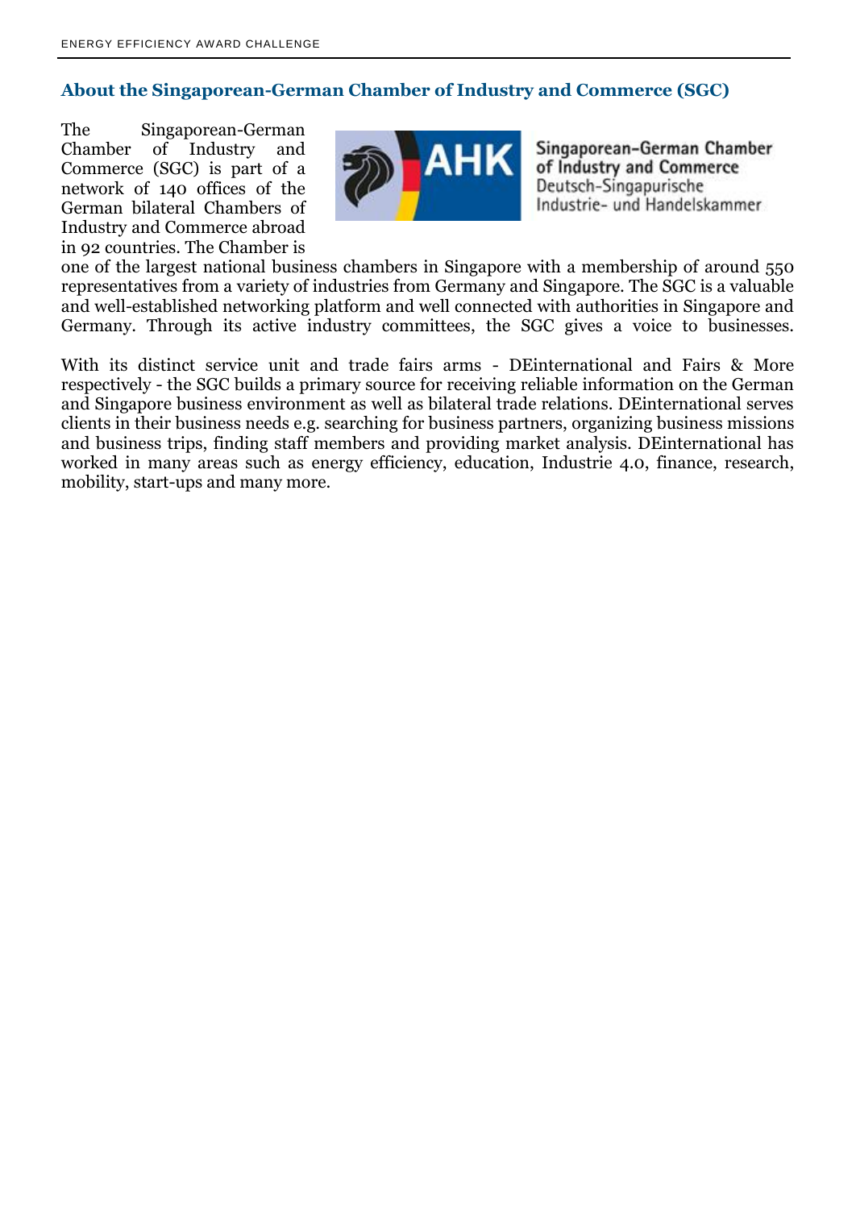## About the Singaporean-German Chamber of Industry and Commerce (SGC)

The Singaporean-German Chamber of Industry and Commerce (SGC) is part of a network of 140 offices of the German bilateral Chambers of Industry and Commerce abroad in 92 countries. The Chamber is one of the largest national business chambers in Singapore with a membership of around 550 representatives from a variety of industries from Germany and Singapore. The SGC is a valuable and well-established networking platform and well connected with authorities in Singapore and Germany. Through its active industry committees, the SGC gives a voice to businesses.

With its distinct service unit and trade fairs arms - DEinternational and Fairs & More respectively - the SGC builds a primary source for receiving reliable information on the German and Singapore business environment as well as bilateral trade relations. DEinternational serves clients in their business needs e.g. searching for business partners, organizing business missions and business trips, finding staff members and providing market analysis. DEinternational has worked in many areas such as energy efficiency, education, Industrie 4.0, finance, research, mobility, start-ups and many more.